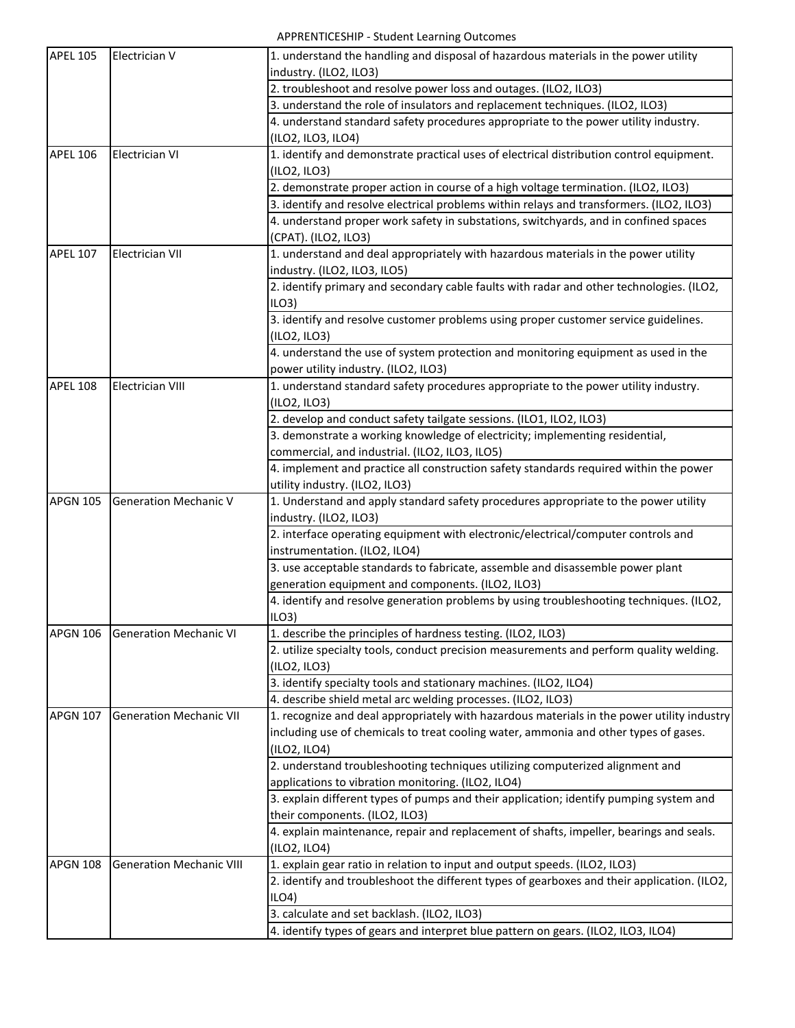# APPRENTICESHIP - Student Learning Outcomes

| | | |
|---|---|---|
| APEL 105 | Electrician V | 1. understand the handling and disposal of hazardous materials in the power utility industry. (ILO2, ILO3) |
| | | 2. troubleshoot and resolve power loss and outages. (ILO2, ILO3) |
| | | 3. understand the role of insulators and replacement techniques. (ILO2, ILO3) |
| | | 4. understand standard safety procedures appropriate to the power utility industry. (ILO2, ILO3, ILO4) |
| APEL 106 | Electrician VI | 1. identify and demonstrate practical uses of electrical distribution control equipment. (ILO2, ILO3) |
| | | 2. demonstrate proper action in course of a high voltage termination. (ILO2, ILO3) |
| | | 3. identify and resolve electrical problems within relays and transformers. (ILO2, ILO3) |
| | | 4. understand proper work safety in substations, switchyards, and in confined spaces (CPAT). (ILO2, ILO3) |
| APEL 107 | Electrician VII | 1. understand and deal appropriately with hazardous materials in the power utility industry. (ILO2, ILO3, ILO5) |
| | | 2. identify primary and secondary cable faults with radar and other technologies. (ILO2, ILO3) |
| | | 3. identify and resolve customer problems using proper customer service guidelines. (ILO2, ILO3) |
| | | 4. understand the use of system protection and monitoring equipment as used in the power utility industry. (ILO2, ILO3) |
| APEL 108 | Electrician VIII | 1. understand standard safety procedures appropriate to the power utility industry. (ILO2, ILO3) |
| | | 2. develop and conduct safety tailgate sessions. (ILO1, ILO2, ILO3) |
| | | 3. demonstrate a working knowledge of electricity; implementing residential, commercial, and industrial. (ILO2, ILO3, ILO5) |
| | | 4. implement and practice all construction safety standards required within the power utility industry. (ILO2, ILO3) |
| APGN 105 | Generation Mechanic V | 1. Understand and apply standard safety procedures appropriate to the power utility industry. (ILO2, ILO3) |
| | | 2. interface operating equipment with electronic/electrical/computer controls and instrumentation. (ILO2, ILO4) |
| | | 3. use acceptable standards to fabricate, assemble and disassemble power plant generation equipment and components. (ILO2, ILO3) |
| | | 4. identify and resolve generation problems by using troubleshooting techniques. (ILO2, ILO3) |
| APGN 106 | Generation Mechanic VI | 1. describe the principles of hardness testing. (ILO2, ILO3) |
| | | 2. utilize specialty tools, conduct precision measurements and perform quality welding. (ILO2, ILO3) |
| | | 3. identify specialty tools and stationary machines. (ILO2, ILO4) |
| | | 4. describe shield metal arc welding processes. (ILO2, ILO3) |
| APGN 107 | Generation Mechanic VII | 1. recognize and deal appropriately with hazardous materials in the power utility industry including use of chemicals to treat cooling water, ammonia and other types of gases. (ILO2, ILO4) |
| | | 2. understand troubleshooting techniques utilizing computerized alignment and applications to vibration monitoring. (ILO2, ILO4) |
| | | 3. explain different types of pumps and their application; identify pumping system and their components. (ILO2, ILO3) |
| | | 4. explain maintenance, repair and replacement of shafts, impeller, bearings and seals. (ILO2, ILO4) |
| APGN 108 | Generation Mechanic VIII | 1. explain gear ratio in relation to input and output speeds. (ILO2, ILO3) |
| | | 2. identify and troubleshoot the different types of gearboxes and their application. (ILO2, ILO4) |
| | | 3. calculate and set backlash. (ILO2, ILO3) |
| | | 4. identify types of gears and interpret blue pattern on gears. (ILO2, ILO3, ILO4) |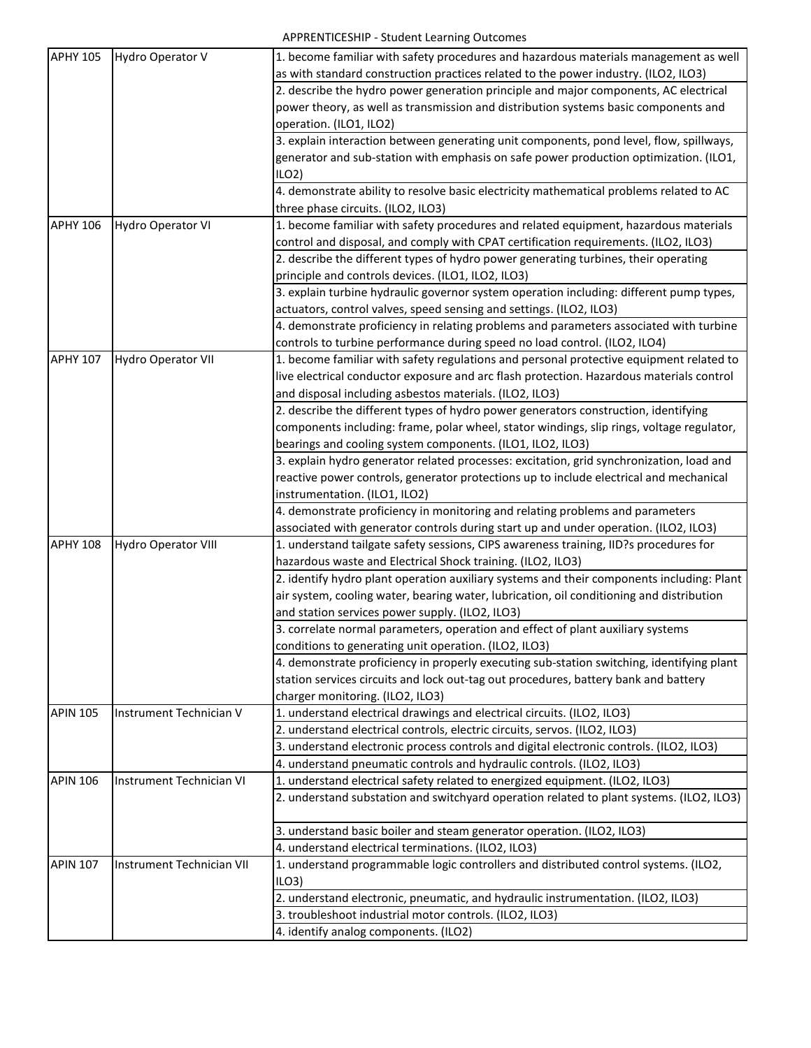APPRENTICESHIP - Student Learning Outcomes

| | | |
|---|---|---|
| APHY 105 | Hydro Operator V | 1. become familiar with safety procedures and hazardous materials management as well as with standard construction practices related to the power industry. (ILO2, ILO3) |
| | | 2. describe the hydro power generation principle and major components, AC electrical power theory, as well as transmission and distribution systems basic components and operation. (ILO1, ILO2) |
| | | 3. explain interaction between generating unit components, pond level, flow, spillways, generator and sub-station with emphasis on safe power production optimization. (ILO1, ILO2) |
| | | 4. demonstrate ability to resolve basic electricity mathematical problems related to AC three phase circuits. (ILO2, ILO3) |
| APHY 106 | Hydro Operator VI | 1. become familiar with safety procedures and related equipment, hazardous materials control and disposal, and comply with CPAT certification requirements. (ILO2, ILO3) |
| | | 2. describe the different types of hydro power generating turbines, their operating principle and controls devices. (ILO1, ILO2, ILO3) |
| | | 3. explain turbine hydraulic governor system operation including: different pump types, actuators, control valves, speed sensing and settings. (ILO2, ILO3) |
| | | 4. demonstrate proficiency in relating problems and parameters associated with turbine controls to turbine performance during speed no load control. (ILO2, ILO4) |
| APHY 107 | Hydro Operator VII | 1. become familiar with safety regulations and personal protective equipment related to live electrical conductor exposure and arc flash protection. Hazardous materials control and disposal including asbestos materials. (ILO2, ILO3) |
| | | 2. describe the different types of hydro power generators construction, identifying components including: frame, polar wheel, stator windings, slip rings, voltage regulator, bearings and cooling system components. (ILO1, ILO2, ILO3) |
| | | 3. explain hydro generator related processes: excitation, grid synchronization, load and reactive power controls, generator protections up to include electrical and mechanical instrumentation. (ILO1, ILO2) |
| | | 4. demonstrate proficiency in monitoring and relating problems and parameters associated with generator controls during start up and under operation. (ILO2, ILO3) |
| APHY 108 | Hydro Operator VIII | 1. understand tailgate safety sessions, CIPS awareness training, IID?s procedures for hazardous waste and Electrical Shock training. (ILO2, ILO3) |
| | | 2. identify hydro plant operation auxiliary systems and their components including: Plant air system, cooling water, bearing water, lubrication, oil conditioning and distribution and station services power supply. (ILO2, ILO3) |
| | | 3. correlate normal parameters, operation and effect of plant auxiliary systems conditions to generating unit operation. (ILO2, ILO3) |
| | | 4. demonstrate proficiency in properly executing sub-station switching, identifying plant station services circuits and lock out-tag out procedures, battery bank and battery charger monitoring. (ILO2, ILO3) |
| APIN 105 | Instrument Technician V | 1. understand electrical drawings and electrical circuits. (ILO2, ILO3) |
| | | 2. understand electrical controls, electric circuits, servos. (ILO2, ILO3) |
| | | 3. understand electronic process controls and digital electronic controls. (ILO2, ILO3) |
| | | 4. understand pneumatic controls and hydraulic controls. (ILO2, ILO3) |
| APIN 106 | Instrument Technician VI | 1. understand electrical safety related to energized equipment. (ILO2, ILO3) |
| | | 2. understand substation and switchyard operation related to plant systems. (ILO2, ILO3) |
| | | 3. understand basic boiler and steam generator operation. (ILO2, ILO3) |
| | | 4. understand electrical terminations. (ILO2, ILO3) |
| APIN 107 | Instrument Technician VII | 1. understand programmable logic controllers and distributed control systems. (ILO2, ILO3) |
| | | 2. understand electronic, pneumatic, and hydraulic instrumentation. (ILO2, ILO3) |
| | | 3. troubleshoot industrial motor controls. (ILO2, ILO3) |
| | | 4. identify analog components. (ILO2) |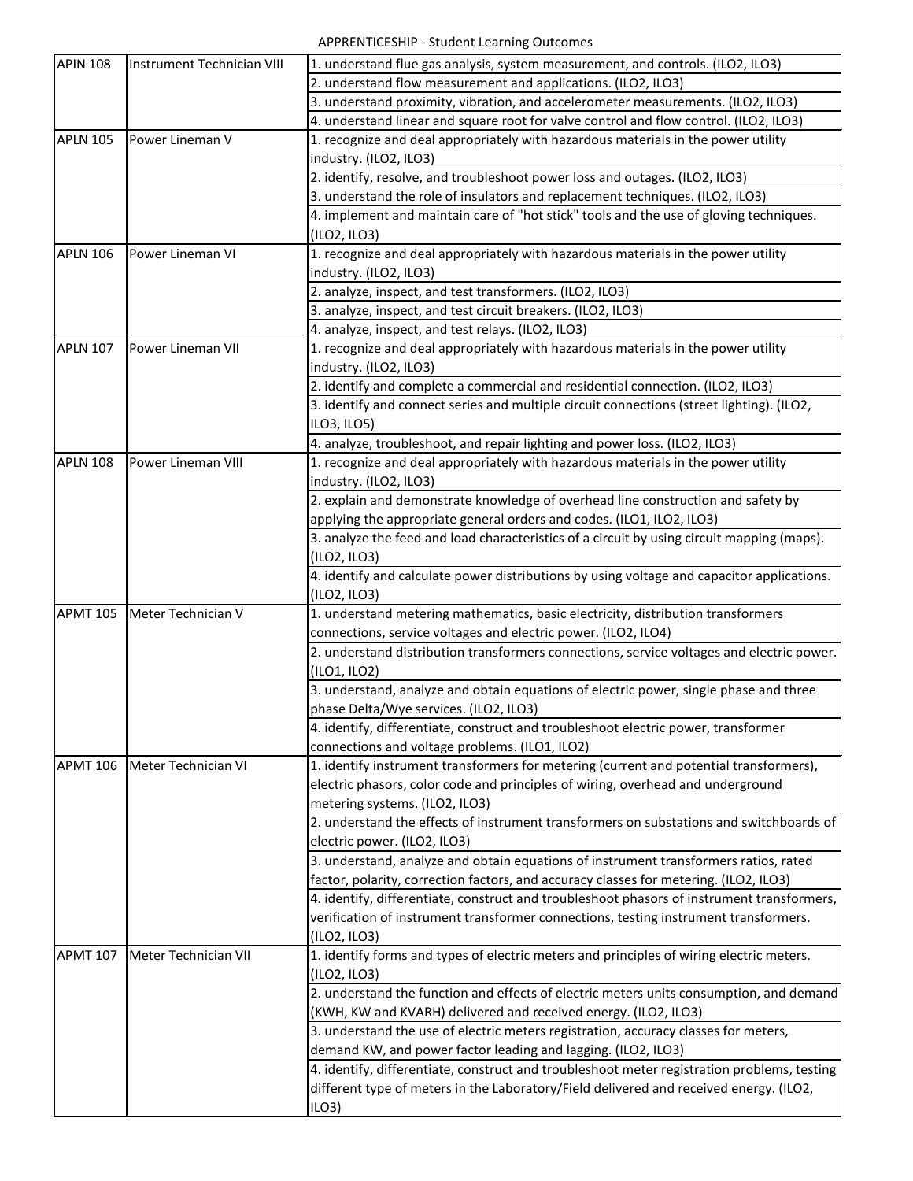APPRENTICESHIP - Student Learning Outcomes

| Course | Title | Student Learning Outcomes |
|---|---|---|
| APIN 108 | Instrument Technician VIII | 1. understand flue gas analysis, system measurement, and controls. (ILO2, ILO3) |
| | | 2. understand flow measurement and applications. (ILO2, ILO3) |
| | | 3. understand proximity, vibration, and accelerometer measurements. (ILO2, ILO3) |
| | | 4. understand linear and square root for valve control and flow control. (ILO2, ILO3) |
| APLN 105 | Power Lineman V | 1. recognize and deal appropriately with hazardous materials in the power utility industry. (ILO2, ILO3) |
| | | 2. identify, resolve, and troubleshoot power loss and outages. (ILO2, ILO3) |
| | | 3. understand the role of insulators and replacement techniques. (ILO2, ILO3) |
| | | 4. implement and maintain care of "hot stick" tools and the use of gloving techniques. (ILO2, ILO3) |
| APLN 106 | Power Lineman VI | 1. recognize and deal appropriately with hazardous materials in the power utility industry. (ILO2, ILO3) |
| | | 2. analyze, inspect, and test transformers. (ILO2, ILO3) |
| | | 3. analyze, inspect, and test circuit breakers. (ILO2, ILO3) |
| | | 4. analyze, inspect, and test relays. (ILO2, ILO3) |
| APLN 107 | Power Lineman VII | 1. recognize and deal appropriately with hazardous materials in the power utility industry. (ILO2, ILO3) |
| | | 2. identify and complete a commercial and residential connection. (ILO2, ILO3) |
| | | 3. identify and connect series and multiple circuit connections (street lighting). (ILO2, ILO3, ILO5) |
| | | 4. analyze, troubleshoot, and repair lighting and power loss. (ILO2, ILO3) |
| APLN 108 | Power Lineman VIII | 1. recognize and deal appropriately with hazardous materials in the power utility industry. (ILO2, ILO3) |
| | | 2. explain and demonstrate knowledge of overhead line construction and safety by applying the appropriate general orders and codes. (ILO1, ILO2, ILO3) |
| | | 3. analyze the feed and load characteristics of a circuit by using circuit mapping (maps). (ILO2, ILO3) |
| | | 4. identify and calculate power distributions by using voltage and capacitor applications. (ILO2, ILO3) |
| APMT 105 | Meter Technician V | 1. understand metering mathematics, basic electricity, distribution transformers connections, service voltages and electric power. (ILO2, ILO4) |
| | | 2. understand distribution transformers connections, service voltages and electric power. (ILO1, ILO2) |
| | | 3. understand, analyze and obtain equations of electric power, single phase and three phase Delta/Wye services. (ILO2, ILO3) |
| | | 4. identify, differentiate, construct and troubleshoot electric power, transformer connections and voltage problems. (ILO1, ILO2) |
| APMT 106 | Meter Technician VI | 1. identify instrument transformers for metering (current and potential transformers), electric phasors, color code and principles of wiring, overhead and underground metering systems. (ILO2, ILO3) |
| | | 2. understand the effects of instrument transformers on substations and switchboards of electric power. (ILO2, ILO3) |
| | | 3. understand, analyze and obtain equations of instrument transformers ratios, rated factor, polarity, correction factors, and accuracy classes for metering. (ILO2, ILO3) |
| | | 4. identify, differentiate, construct and troubleshoot phasors of instrument transformers, verification of instrument transformer connections, testing instrument transformers. (ILO2, ILO3) |
| APMT 107 | Meter Technician VII | 1. identify forms and types of electric meters and principles of wiring electric meters. (ILO2, ILO3) |
| | | 2. understand the function and effects of electric meters units consumption, and demand (KWH, KW and KVARH) delivered and received energy. (ILO2, ILO3) |
| | | 3. understand the use of electric meters registration, accuracy classes for meters, demand KW, and power factor leading and lagging. (ILO2, ILO3) |
| | | 4. identify, differentiate, construct and troubleshoot meter registration problems, testing different type of meters in the Laboratory/Field delivered and received energy. (ILO2, ILO3) |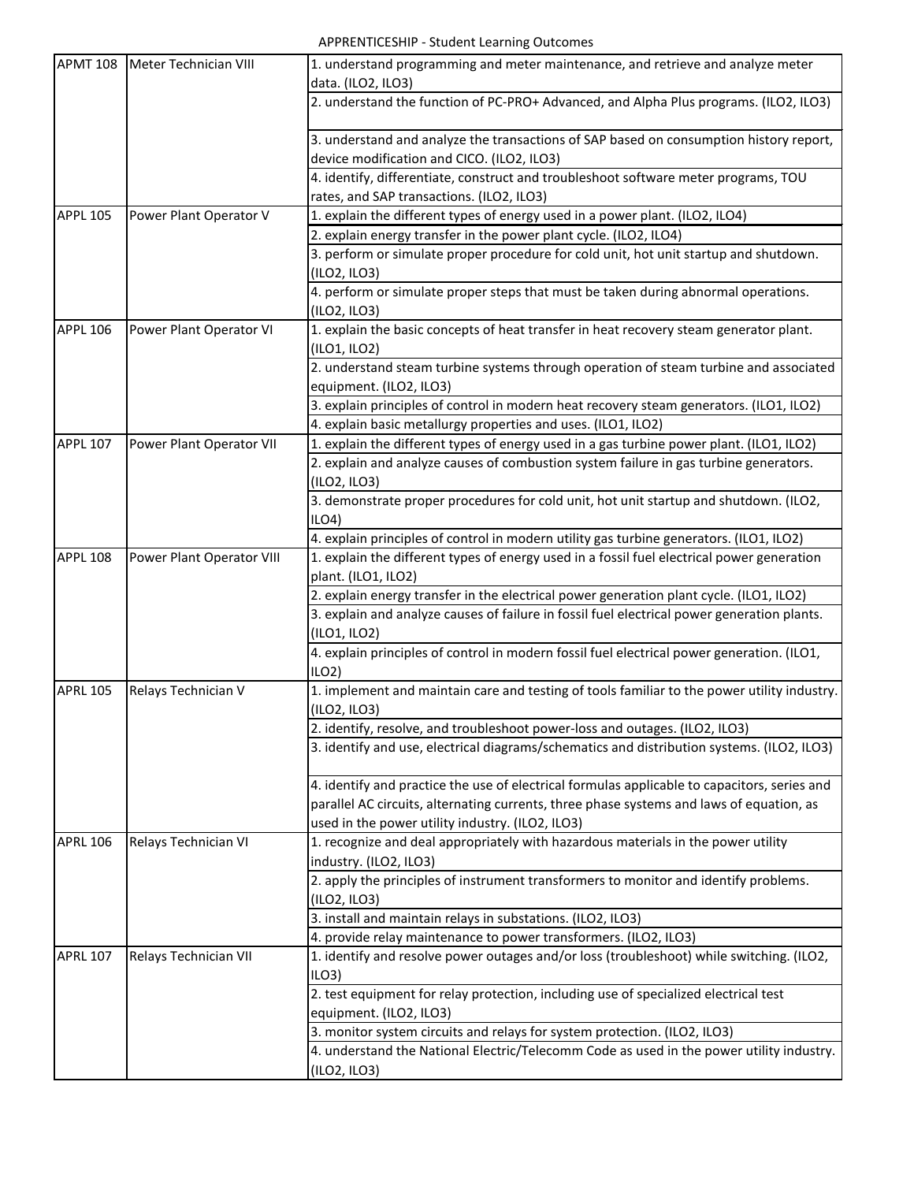APPRENTICESHIP - Student Learning Outcomes

| Course | Title | Student Learning Outcomes |
|---|---|---|
| APMT 108 | Meter Technician VIII | 1. understand programming and meter maintenance, and retrieve and analyze meter data. (ILO2, ILO3) |
| | | 2. understand the function of PC-PRO+ Advanced, and Alpha Plus programs. (ILO2, ILO3) |
| | | 3. understand and analyze the transactions of SAP based on consumption history report, device modification and CICO. (ILO2, ILO3) |
| | | 4. identify, differentiate, construct and troubleshoot software meter programs, TOU rates, and SAP transactions. (ILO2, ILO3) |
| APPL 105 | Power Plant Operator V | 1. explain the different types of energy used in a power plant. (ILO2, ILO4) |
| | | 2. explain energy transfer in the power plant cycle. (ILO2, ILO4) |
| | | 3. perform or simulate proper procedure for cold unit, hot unit startup and shutdown. (ILO2, ILO3) |
| | | 4. perform or simulate proper steps that must be taken during abnormal operations. (ILO2, ILO3) |
| APPL 106 | Power Plant Operator VI | 1. explain the basic concepts of heat transfer in heat recovery steam generator plant. (ILO1, ILO2) |
| | | 2. understand steam turbine systems through operation of steam turbine and associated equipment. (ILO2, ILO3) |
| | | 3. explain principles of control in modern heat recovery steam generators. (ILO1, ILO2) |
| | | 4. explain basic metallurgy properties and uses. (ILO1, ILO2) |
| APPL 107 | Power Plant Operator VII | 1. explain the different types of energy used in a gas turbine power plant. (ILO1, ILO2) |
| | | 2. explain and analyze causes of combustion system failure in gas turbine generators. (ILO2, ILO3) |
| | | 3. demonstrate proper procedures for cold unit, hot unit startup and shutdown. (ILO2, ILO4) |
| | | 4. explain principles of control in modern utility gas turbine generators. (ILO1, ILO2) |
| APPL 108 | Power Plant Operator VIII | 1. explain the different types of energy used in a fossil fuel electrical power generation plant. (ILO1, ILO2) |
| | | 2. explain energy transfer in the electrical power generation plant cycle. (ILO1, ILO2) |
| | | 3. explain and analyze causes of failure in fossil fuel electrical power generation plants. (ILO1, ILO2) |
| | | 4. explain principles of control in modern fossil fuel electrical power generation. (ILO1, ILO2) |
| APRL 105 | Relays Technician V | 1. implement and maintain care and testing of tools familiar to the power utility industry. (ILO2, ILO3) |
| | | 2. identify, resolve, and troubleshoot power-loss and outages. (ILO2, ILO3) |
| | | 3. identify and use, electrical diagrams/schematics and distribution systems. (ILO2, ILO3) |
| | | 4. identify and practice the use of electrical formulas applicable to capacitors, series and parallel AC circuits, alternating currents, three phase systems and laws of equation, as used in the power utility industry. (ILO2, ILO3) |
| APRL 106 | Relays Technician VI | 1. recognize and deal appropriately with hazardous materials in the power utility industry. (ILO2, ILO3) |
| | | 2. apply the principles of instrument transformers to monitor and identify problems. (ILO2, ILO3) |
| | | 3. install and maintain relays in substations. (ILO2, ILO3) |
| | | 4. provide relay maintenance to power transformers. (ILO2, ILO3) |
| APRL 107 | Relays Technician VII | 1. identify and resolve power outages and/or loss (troubleshoot) while switching. (ILO2, ILO3) |
| | | 2. test equipment for relay protection, including use of specialized electrical test equipment. (ILO2, ILO3) |
| | | 3. monitor system circuits and relays for system protection. (ILO2, ILO3) |
| | | 4. understand the National Electric/Telecomm Code as used in the power utility industry. (ILO2, ILO3) |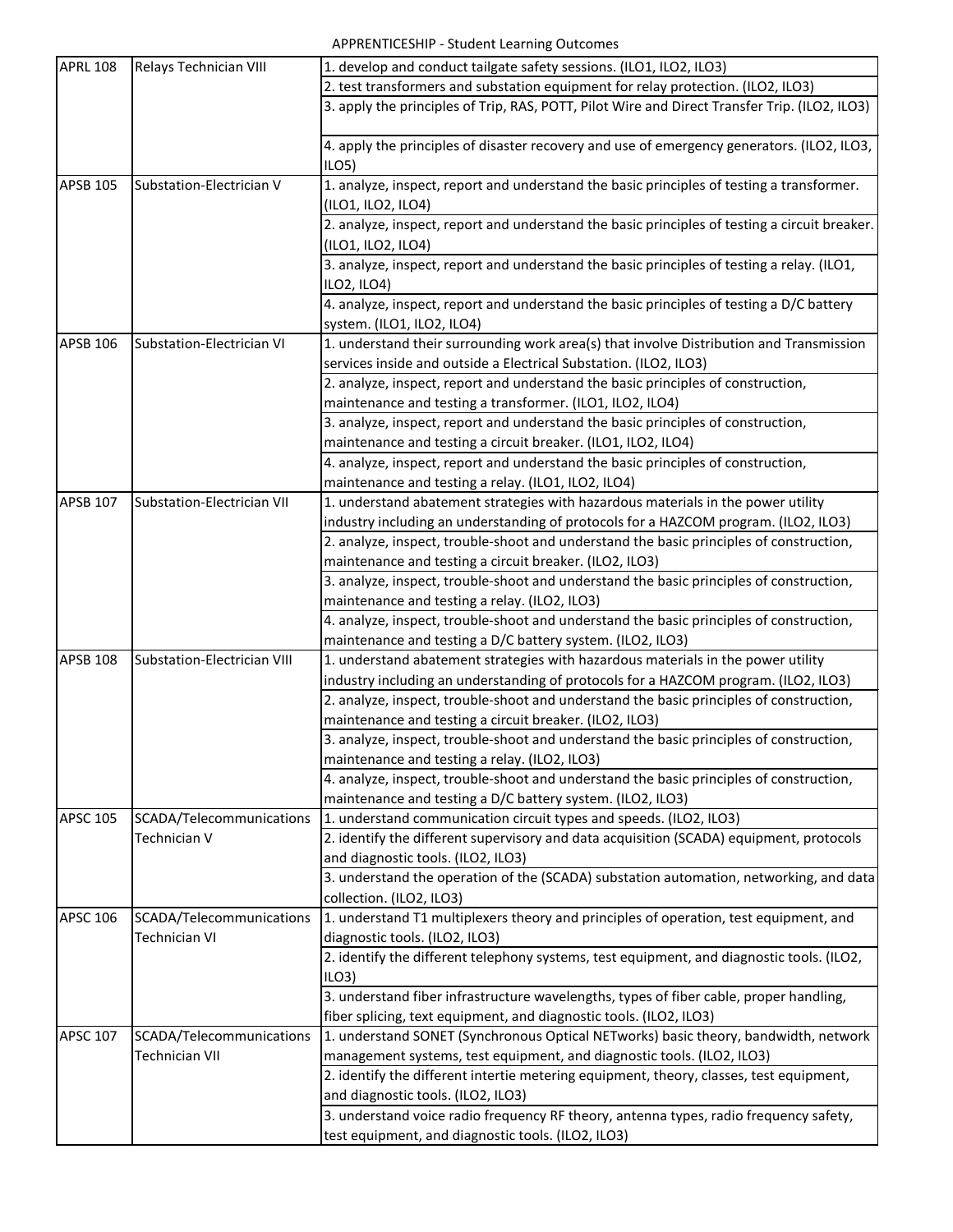APPRENTICESHIP - Student Learning Outcomes

| | | |
|---|---|---|
| APRL 108 | Relays Technician VIII | 1. develop and conduct tailgate safety sessions. (ILO1, ILO2, ILO3) |
| | | 2. test transformers and substation equipment for relay protection. (ILO2, ILO3) |
| | | 3. apply the principles of Trip, RAS, POTT, Pilot Wire and Direct Transfer Trip. (ILO2, ILO3) |
| | | 4. apply the principles of disaster recovery and use of emergency generators. (ILO2, ILO3, ILO5) |
| APSB 105 | Substation-Electrician V | 1. analyze, inspect, report and understand the basic principles of testing a transformer. (ILO1, ILO2, ILO4) |
| | | 2. analyze, inspect, report and understand the basic principles of testing a circuit breaker. (ILO1, ILO2, ILO4) |
| | | 3. analyze, inspect, report and understand the basic principles of testing a relay. (ILO1, ILO2, ILO4) |
| | | 4. analyze, inspect, report and understand the basic principles of testing a D/C battery system. (ILO1, ILO2, ILO4) |
| APSB 106 | Substation-Electrician VI | 1. understand their surrounding work area(s) that involve Distribution and Transmission services inside and outside a Electrical Substation. (ILO2, ILO3) |
| | | 2. analyze, inspect, report and understand the basic principles of construction, maintenance and testing a transformer. (ILO1, ILO2, ILO4) |
| | | 3. analyze, inspect, report and understand the basic principles of construction, maintenance and testing a circuit breaker. (ILO1, ILO2, ILO4) |
| | | 4. analyze, inspect, report and understand the basic principles of construction, maintenance and testing a relay. (ILO1, ILO2, ILO4) |
| APSB 107 | Substation-Electrician VII | 1. understand abatement strategies with hazardous materials in the power utility industry including an understanding of protocols for a HAZCOM program. (ILO2, ILO3) |
| | | 2. analyze, inspect, trouble-shoot and understand the basic principles of construction, maintenance and testing a circuit breaker. (ILO2, ILO3) |
| | | 3. analyze, inspect, trouble-shoot and understand the basic principles of construction, maintenance and testing a relay. (ILO2, ILO3) |
| | | 4. analyze, inspect, trouble-shoot and understand the basic principles of construction, maintenance and testing a D/C battery system. (ILO2, ILO3) |
| APSB 108 | Substation-Electrician VIII | 1. understand abatement strategies with hazardous materials in the power utility industry including an understanding of protocols for a HAZCOM program. (ILO2, ILO3) |
| | | 2. analyze, inspect, trouble-shoot and understand the basic principles of construction, maintenance and testing a circuit breaker. (ILO2, ILO3) |
| | | 3. analyze, inspect, trouble-shoot and understand the basic principles of construction, maintenance and testing a relay. (ILO2, ILO3) |
| | | 4. analyze, inspect, trouble-shoot and understand the basic principles of construction, maintenance and testing a D/C battery system. (ILO2, ILO3) |
| APSC 105 | SCADA/Telecommunications Technician V | 1. understand communication circuit types and speeds. (ILO2, ILO3) |
| | | 2. identify the different supervisory and data acquisition (SCADA) equipment, protocols and diagnostic tools. (ILO2, ILO3) |
| | | 3. understand the operation of the (SCADA) substation automation, networking, and data collection. (ILO2, ILO3) |
| APSC 106 | SCADA/Telecommunications Technician VI | 1. understand T1 multiplexers theory and principles of operation, test equipment, and diagnostic tools. (ILO2, ILO3) |
| | | 2. identify the different telephony systems, test equipment, and diagnostic tools. (ILO2, ILO3) |
| | | 3. understand fiber infrastructure wavelengths, types of fiber cable, proper handling, fiber splicing, text equipment, and diagnostic tools. (ILO2, ILO3) |
| APSC 107 | SCADA/Telecommunications Technician VII | 1. understand SONET (Synchronous Optical NETworks) basic theory, bandwidth, network management systems, test equipment, and diagnostic tools. (ILO2, ILO3) |
| | | 2. identify the different intertie metering equipment, theory, classes, test equipment, and diagnostic tools. (ILO2, ILO3) |
| | | 3. understand voice radio frequency RF theory, antenna types, radio frequency safety, test equipment, and diagnostic tools. (ILO2, ILO3) |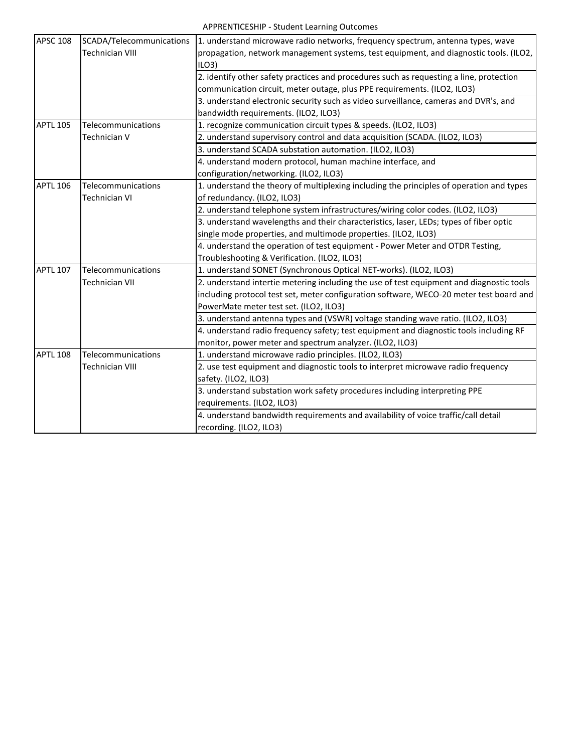APPRENTICESHIP - Student Learning Outcomes

| | | |
|---|---|---|
| APSC 108 | SCADA/Telecommunications Technician VIII | 1. understand microwave radio networks, frequency spectrum, antenna types, wave propagation, network management systems, test equipment, and diagnostic tools. (ILO2, ILO3) |
| | | 2. identify other safety practices and procedures such as requesting a line, protection communication circuit, meter outage, plus PPE requirements. (ILO2, ILO3) |
| | | 3. understand electronic security such as video surveillance, cameras and DVR's, and bandwidth requirements. (ILO2, ILO3) |
| APTL 105 | Telecommunications Technician V | 1. recognize communication circuit types & speeds. (ILO2, ILO3) |
| | | 2. understand supervisory control and data acquisition (SCADA. (ILO2, ILO3) |
| | | 3. understand SCADA substation automation. (ILO2, ILO3) |
| | | 4. understand modern protocol, human machine interface, and configuration/networking. (ILO2, ILO3) |
| APTL 106 | Telecommunications Technician VI | 1. understand the theory of multiplexing including the principles of operation and types of redundancy. (ILO2, ILO3) |
| | | 2. understand telephone system infrastructures/wiring color codes. (ILO2, ILO3) |
| | | 3. understand wavelengths and their characteristics, laser, LEDs; types of fiber optic single mode properties, and multimode properties. (ILO2, ILO3) |
| | | 4. understand the operation of test equipment - Power Meter and OTDR Testing, Troubleshooting & Verification. (ILO2, ILO3) |
| APTL 107 | Telecommunications Technician VII | 1. understand SONET (Synchronous Optical NET-works). (ILO2, ILO3) |
| | | 2. understand intertie metering including the use of test equipment and diagnostic tools including protocol test set, meter configuration software, WECO-20 meter test board and PowerMate meter test set. (ILO2, ILO3) |
| | | 3. understand antenna types and (VSWR) voltage standing wave ratio. (ILO2, ILO3) |
| | | 4. understand radio frequency safety; test equipment and diagnostic tools including RF monitor, power meter and spectrum analyzer. (ILO2, ILO3) |
| APTL 108 | Telecommunications Technician VIII | 1. understand microwave radio principles. (ILO2, ILO3) |
| | | 2. use test equipment and diagnostic tools to interpret microwave radio frequency safety. (ILO2, ILO3) |
| | | 3. understand substation work safety procedures including interpreting PPE requirements. (ILO2, ILO3) |
| | | 4. understand bandwidth requirements and availability of voice traffic/call detail recording. (ILO2, ILO3) |